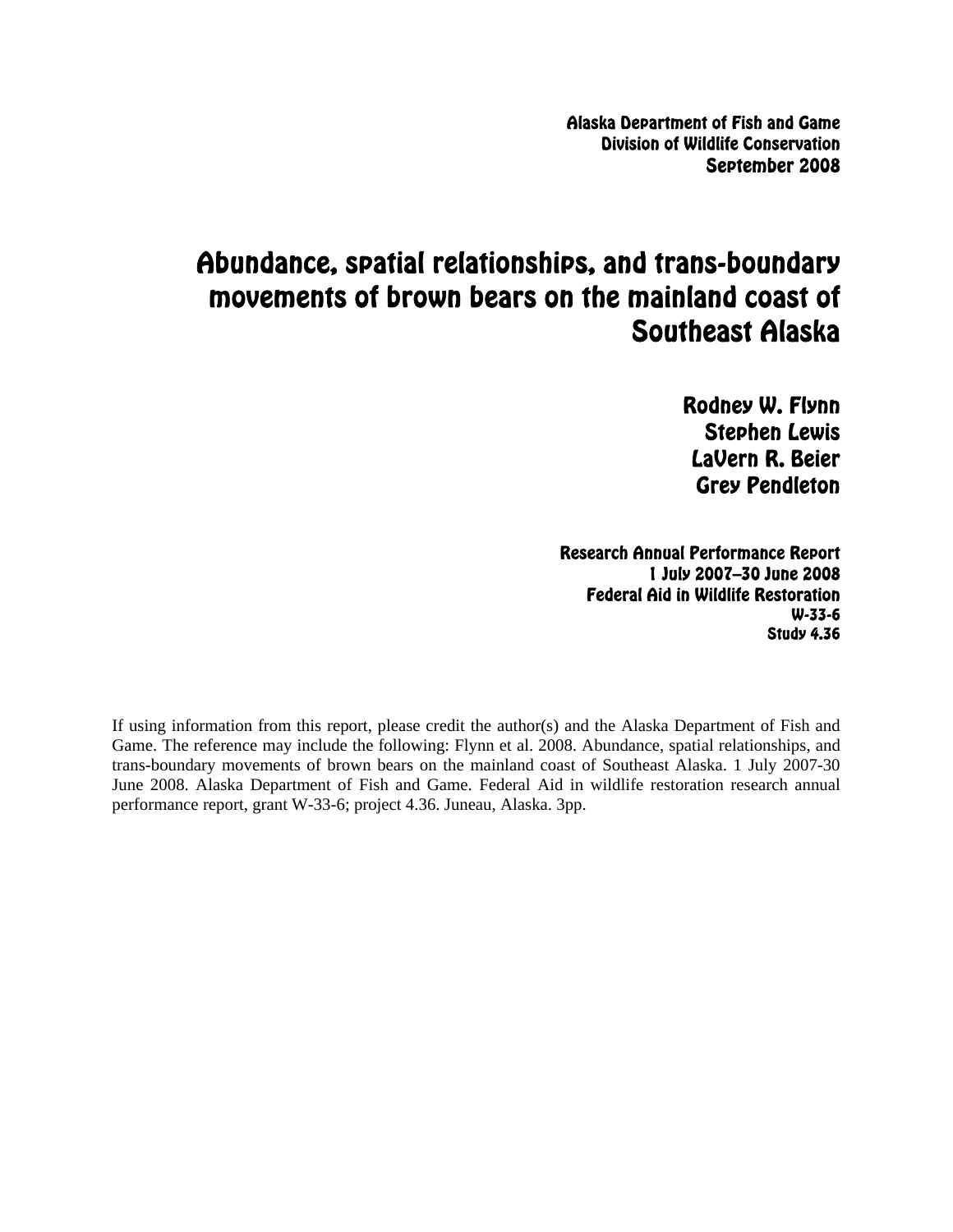**Alaska Department of Fish and Game**
**Division of Wildlife Conservation**
**September 2008**

# Abundance, spatial relationships, and trans-boundary movements of brown bears on the mainland coast of Southeast Alaska

**Rodney W. Flynn**
**Stephen Lewis**
**LaVern R. Beier**
**Grey Pendleton**

**Research Annual Performance Report**
**1 July 2007–30 June 2008**
**Federal Aid in Wildlife Restoration**
**W-33-6**
**Study 4.36**

If using information from this report, please credit the author(s) and the Alaska Department of Fish and Game. The reference may include the following: Flynn et al. 2008. Abundance, spatial relationships, and trans-boundary movements of brown bears on the mainland coast of Southeast Alaska. 1 July 2007-30 June 2008. Alaska Department of Fish and Game. Federal Aid in wildlife restoration research annual performance report, grant W-33-6; project 4.36. Juneau, Alaska. 3pp.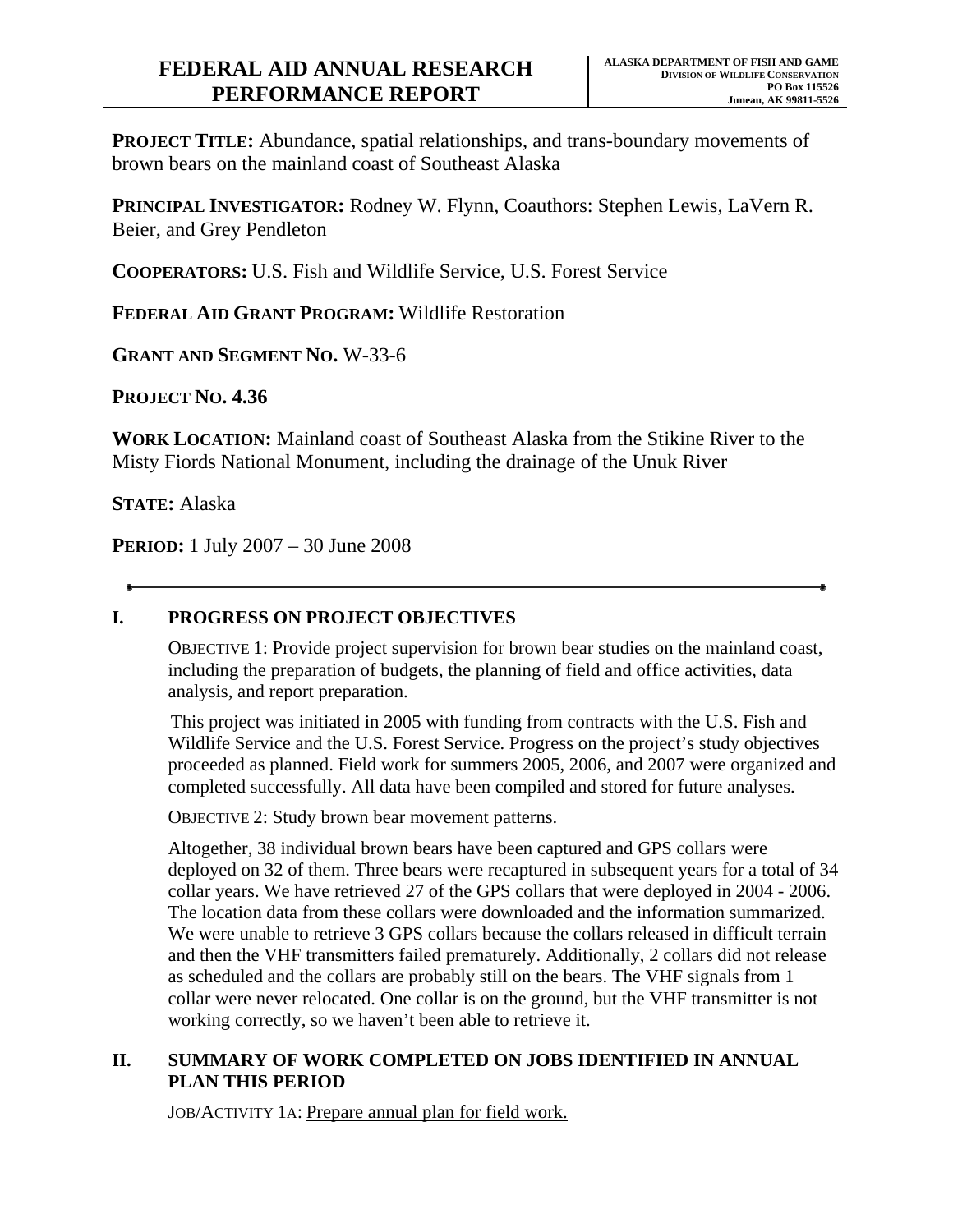# FEDERAL AID ANNUAL RESEARCH PERFORMANCE REPORT

**ALASKA DEPARTMENT OF FISH AND GAME**
**DIVISION OF WILDLIFE CONSERVATION**
**PO Box 115526**
**Juneau, AK 99811-5526**

**PROJECT TITLE:** Abundance, spatial relationships, and trans-boundary movements of brown bears on the mainland coast of Southeast Alaska

**PRINCIPAL INVESTIGATOR:** Rodney W. Flynn, Coauthors: Stephen Lewis, LaVern R. Beier, and Grey Pendleton

**COOPERATORS:** U.S. Fish and Wildlife Service, U.S. Forest Service

**FEDERAL AID GRANT PROGRAM:** Wildlife Restoration

**GRANT AND SEGMENT NO.** W-33-6

**PROJECT NO. 4.36**

**WORK LOCATION:** Mainland coast of Southeast Alaska from the Stikine River to the Misty Fiords National Monument, including the drainage of the Unuk River

**STATE:** Alaska

**PERIOD:** 1 July 2007 – 30 June 2008

---

## I. PROGRESS ON PROJECT OBJECTIVES

OBJECTIVE 1: Provide project supervision for brown bear studies on the mainland coast, including the preparation of budgets, the planning of field and office activities, data analysis, and report preparation.

This project was initiated in 2005 with funding from contracts with the U.S. Fish and Wildlife Service and the U.S. Forest Service. Progress on the project's study objectives proceeded as planned. Field work for summers 2005, 2006, and 2007 were organized and completed successfully. All data have been compiled and stored for future analyses.

OBJECTIVE 2: Study brown bear movement patterns.

Altogether, 38 individual brown bears have been captured and GPS collars were deployed on 32 of them. Three bears were recaptured in subsequent years for a total of 34 collar years. We have retrieved 27 of the GPS collars that were deployed in 2004 - 2006. The location data from these collars were downloaded and the information summarized. We were unable to retrieve 3 GPS collars because the collars released in difficult terrain and then the VHF transmitters failed prematurely. Additionally, 2 collars did not release as scheduled and the collars are probably still on the bears. The VHF signals from 1 collar were never relocated. One collar is on the ground, but the VHF transmitter is not working correctly, so we haven't been able to retrieve it.

## II. SUMMARY OF WORK COMPLETED ON JOBS IDENTIFIED IN ANNUAL PLAN THIS PERIOD

JOB/ACTIVITY 1A: Prepare annual plan for field work.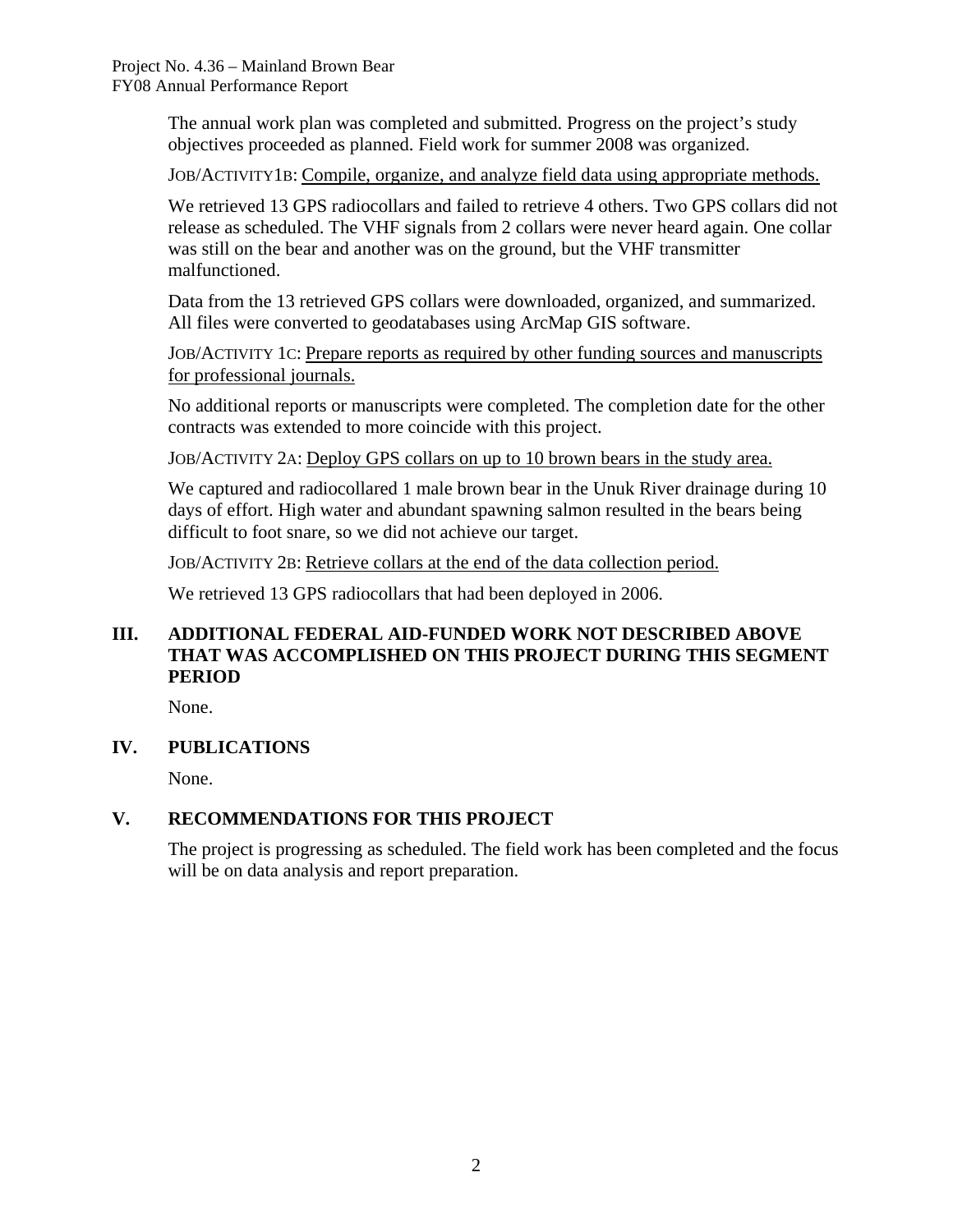The annual work plan was completed and submitted. Progress on the project's study objectives proceeded as planned. Field work for summer 2008 was organized.

JOB/ACTIVITY1B: Compile, organize, and analyze field data using appropriate methods.

We retrieved 13 GPS radiocollars and failed to retrieve 4 others. Two GPS collars did not release as scheduled. The VHF signals from 2 collars were never heard again. One collar was still on the bear and another was on the ground, but the VHF transmitter malfunctioned.

Data from the 13 retrieved GPS collars were downloaded, organized, and summarized. All files were converted to geodatabases using ArcMap GIS software.

JOB/ACTIVITY 1C: Prepare reports as required by other funding sources and manuscripts for professional journals.

No additional reports or manuscripts were completed. The completion date for the other contracts was extended to more coincide with this project.

JOB/ACTIVITY 2A: Deploy GPS collars on up to 10 brown bears in the study area.

We captured and radiocollared 1 male brown bear in the Unuk River drainage during 10 days of effort. High water and abundant spawning salmon resulted in the bears being difficult to foot snare, so we did not achieve our target.

JOB/ACTIVITY 2B: Retrieve collars at the end of the data collection period.

We retrieved 13 GPS radiocollars that had been deployed in 2006.

## III. ADDITIONAL FEDERAL AID-FUNDED WORK NOT DESCRIBED ABOVE THAT WAS ACCOMPLISHED ON THIS PROJECT DURING THIS SEGMENT PERIOD

None.

## IV. PUBLICATIONS

None.

## V. RECOMMENDATIONS FOR THIS PROJECT

The project is progressing as scheduled. The field work has been completed and the focus will be on data analysis and report preparation.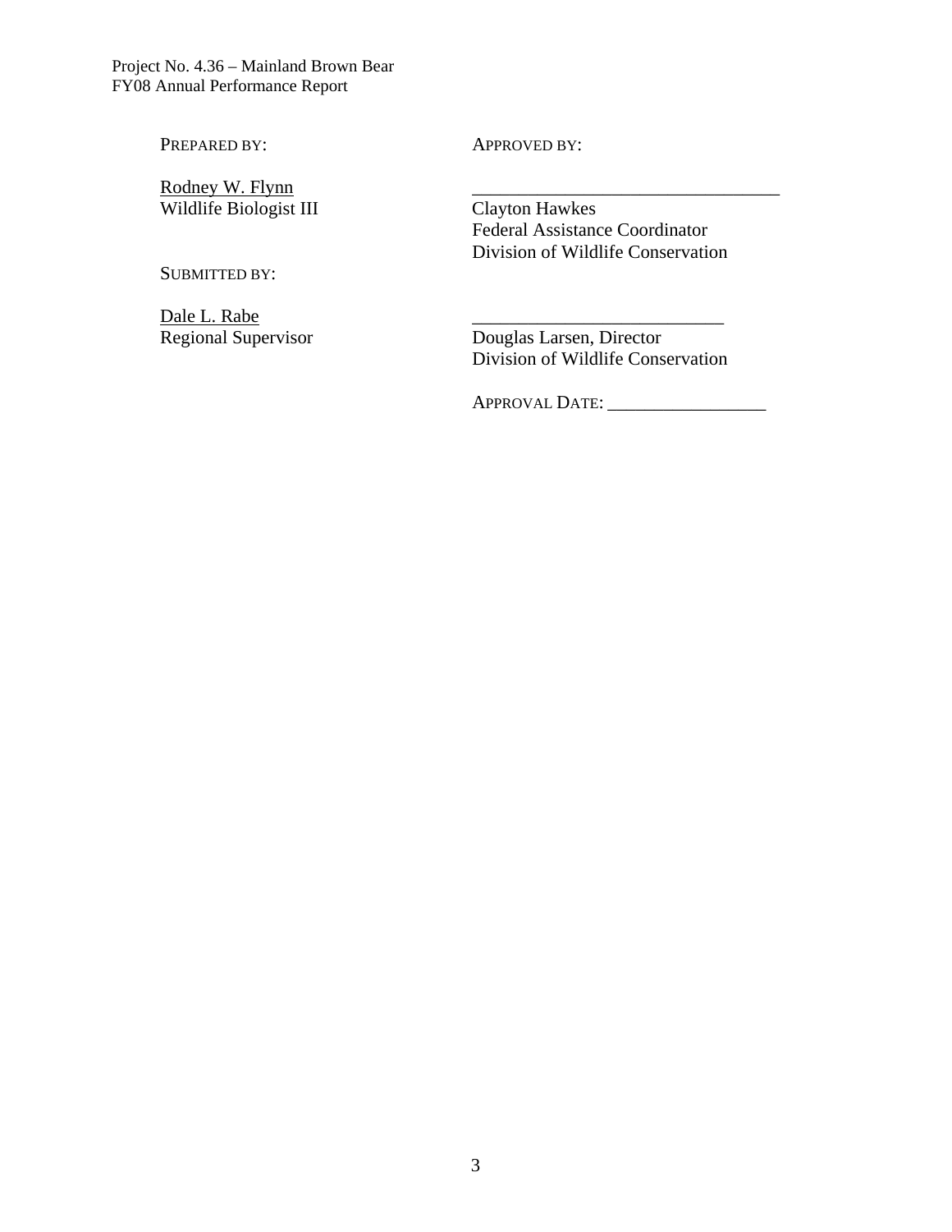PREPARED BY:

Rodney W. Flynn
Wildlife Biologist III

SUBMITTED BY:

Dale L. Rabe
Regional Supervisor

APPROVED BY:

__________________________________
Clayton Hawkes
Federal Assistance Coordinator
Division of Wildlife Conservation

___________________________
Douglas Larsen, Director
Division of Wildlife Conservation

APPROVAL DATE: _________________